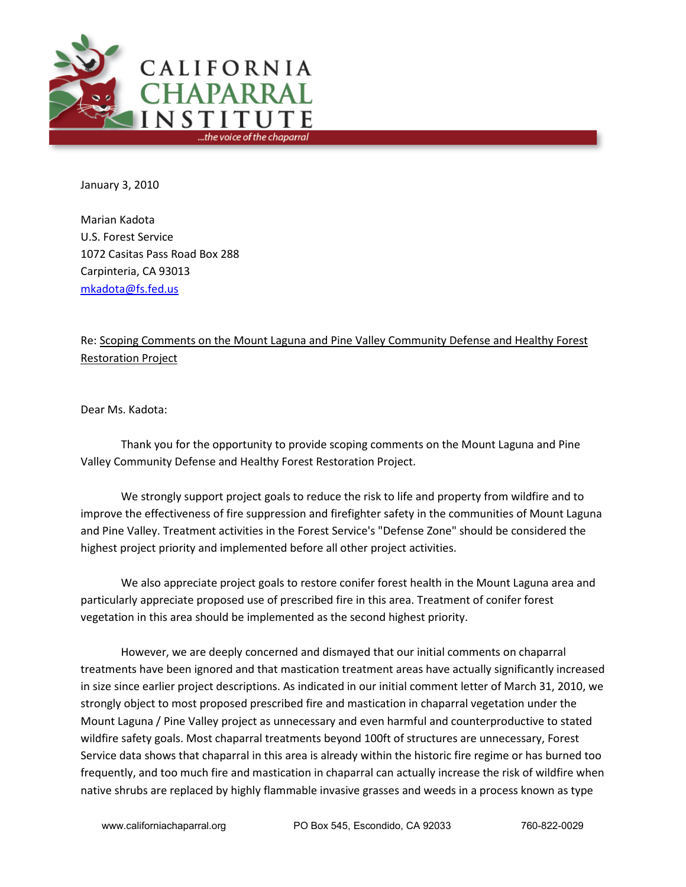# CALIFORNIA CHAPARRAL INSTITUTE

*...the voice of the chaparral*

January 3, 2010

Marian Kadota  
U.S. Forest Service  
1072 Casitas Pass Road Box 288  
Carpinteria, CA 93013  
mkadota@fs.fed.us

Re: Scoping Comments on the Mount Laguna and Pine Valley Community Defense and Healthy Forest Restoration Project

Dear Ms. Kadota:

Thank you for the opportunity to provide scoping comments on the Mount Laguna and Pine Valley Community Defense and Healthy Forest Restoration Project.

We strongly support project goals to reduce the risk to life and property from wildfire and to improve the effectiveness of fire suppression and firefighter safety in the communities of Mount Laguna and Pine Valley. Treatment activities in the Forest Service's "Defense Zone" should be considered the highest project priority and implemented before all other project activities.

We also appreciate project goals to restore conifer forest health in the Mount Laguna area and particularly appreciate proposed use of prescribed fire in this area. Treatment of conifer forest vegetation in this area should be implemented as the second highest priority.

However, we are deeply concerned and dismayed that our initial comments on chaparral treatments have been ignored and that mastication treatment areas have actually significantly increased in size since earlier project descriptions. As indicated in our initial comment letter of March 31, 2010, we strongly object to most proposed prescribed fire and mastication in chaparral vegetation under the Mount Laguna / Pine Valley project as unnecessary and even harmful and counterproductive to stated wildfire safety goals. Most chaparral treatments beyond 100ft of structures are unnecessary, Forest Service data shows that chaparral in this area is already within the historic fire regime or has burned too frequently, and too much fire and mastication in chaparral can actually increase the risk of wildfire when native shrubs are replaced by highly flammable invasive grasses and weeds in a process known as type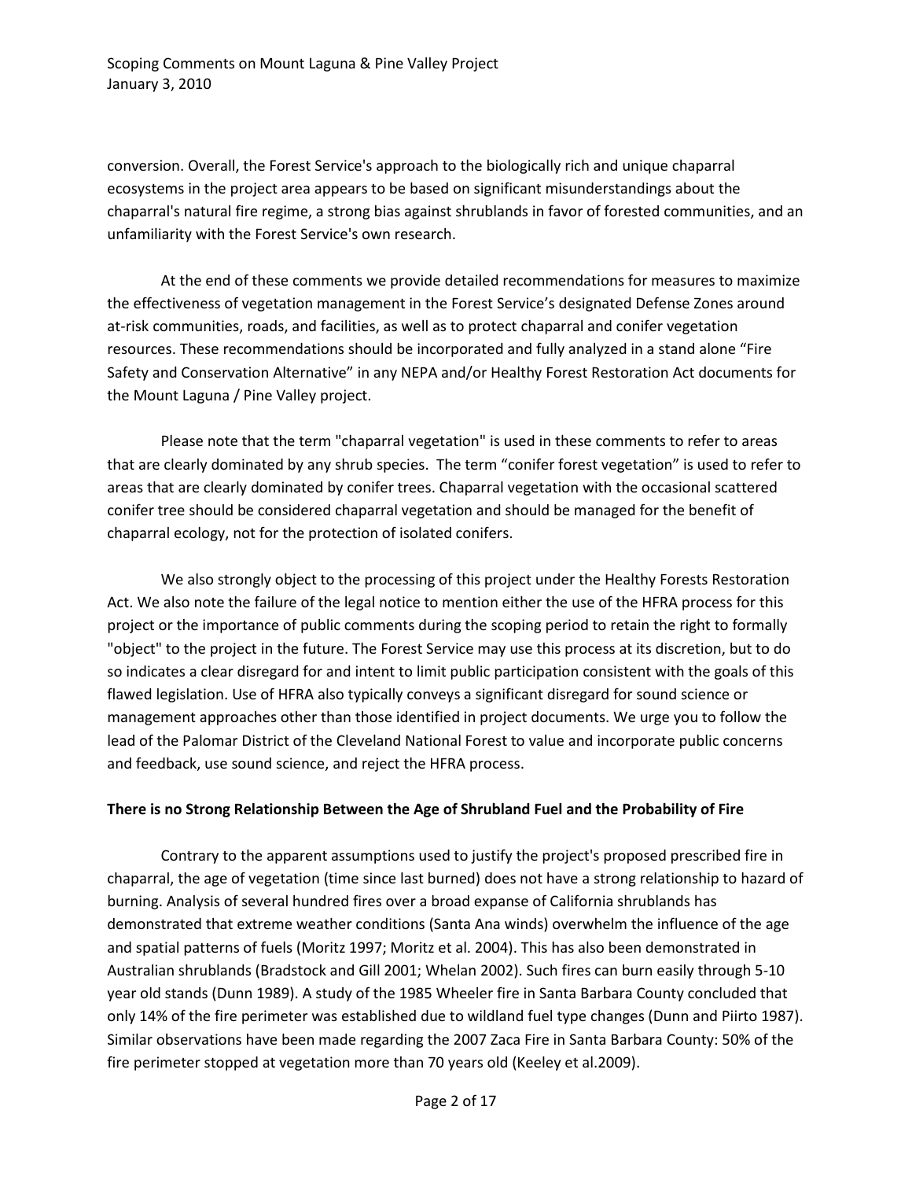conversion. Overall, the Forest Service's approach to the biologically rich and unique chaparral ecosystems in the project area appears to be based on significant misunderstandings about the chaparral's natural fire regime, a strong bias against shrublands in favor of forested communities, and an unfamiliarity with the Forest Service's own research.

At the end of these comments we provide detailed recommendations for measures to maximize the effectiveness of vegetation management in the Forest Service's designated Defense Zones around at-risk communities, roads, and facilities, as well as to protect chaparral and conifer vegetation resources. These recommendations should be incorporated and fully analyzed in a stand alone "Fire Safety and Conservation Alternative" in any NEPA and/or Healthy Forest Restoration Act documents for the Mount Laguna / Pine Valley project.

Please note that the term "chaparral vegetation" is used in these comments to refer to areas that are clearly dominated by any shrub species. The term "conifer forest vegetation" is used to refer to areas that are clearly dominated by conifer trees. Chaparral vegetation with the occasional scattered conifer tree should be considered chaparral vegetation and should be managed for the benefit of chaparral ecology, not for the protection of isolated conifers.

We also strongly object to the processing of this project under the Healthy Forests Restoration Act. We also note the failure of the legal notice to mention either the use of the HFRA process for this project or the importance of public comments during the scoping period to retain the right to formally "object" to the project in the future. The Forest Service may use this process at its discretion, but to do so indicates a clear disregard for and intent to limit public participation consistent with the goals of this flawed legislation. Use of HFRA also typically conveys a significant disregard for sound science or management approaches other than those identified in project documents. We urge you to follow the lead of the Palomar District of the Cleveland National Forest to value and incorporate public concerns and feedback, use sound science, and reject the HFRA process.

**There is no Strong Relationship Between the Age of Shrubland Fuel and the Probability of Fire**

Contrary to the apparent assumptions used to justify the project's proposed prescribed fire in chaparral, the age of vegetation (time since last burned) does not have a strong relationship to hazard of burning. Analysis of several hundred fires over a broad expanse of California shrublands has demonstrated that extreme weather conditions (Santa Ana winds) overwhelm the influence of the age and spatial patterns of fuels (Moritz 1997; Moritz et al. 2004). This has also been demonstrated in Australian shrublands (Bradstock and Gill 2001; Whelan 2002). Such fires can burn easily through 5-10 year old stands (Dunn 1989). A study of the 1985 Wheeler fire in Santa Barbara County concluded that only 14% of the fire perimeter was established due to wildland fuel type changes (Dunn and Piirto 1987). Similar observations have been made regarding the 2007 Zaca Fire in Santa Barbara County: 50% of the fire perimeter stopped at vegetation more than 70 years old (Keeley et al.2009).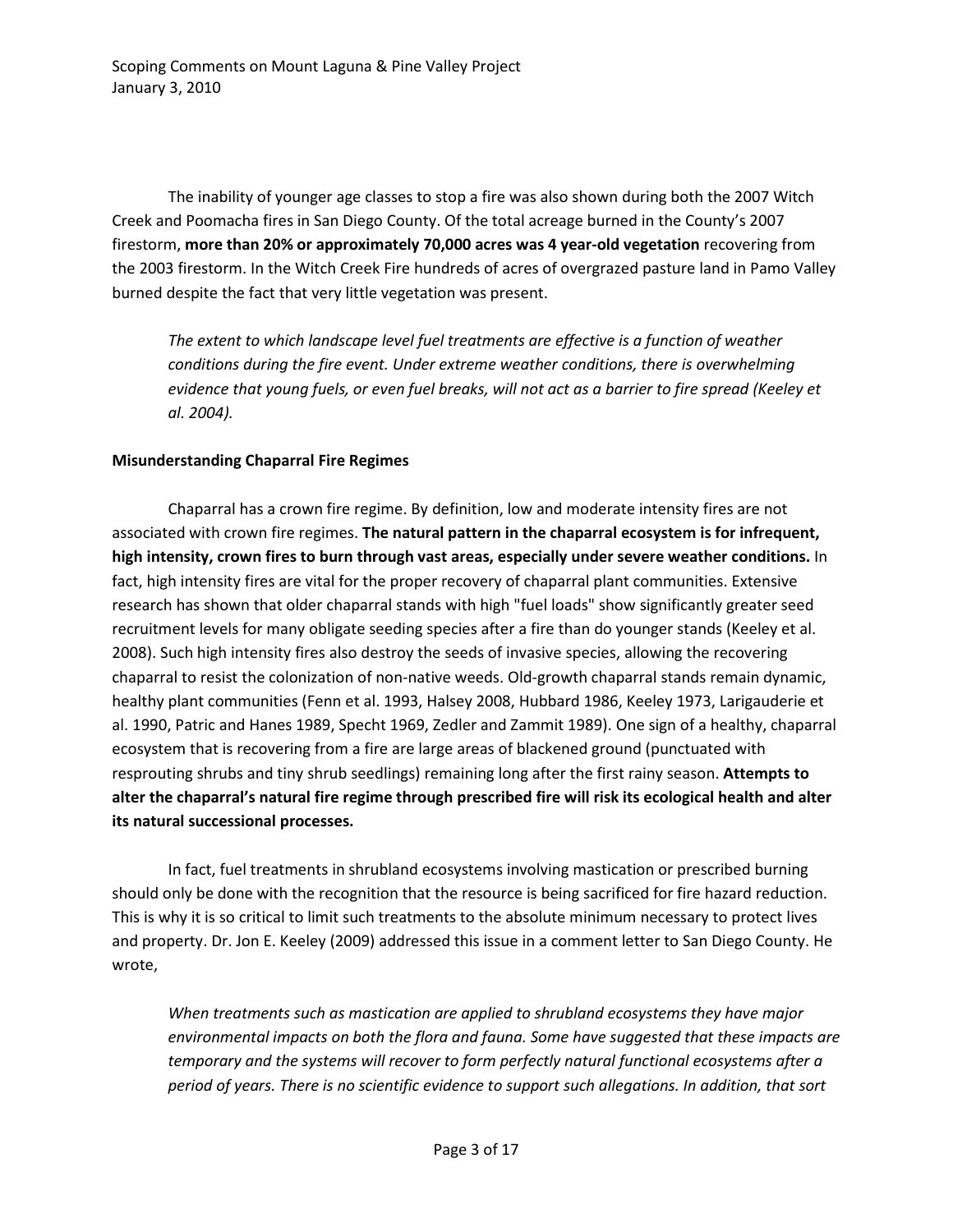The inability of younger age classes to stop a fire was also shown during both the 2007 Witch Creek and Poomacha fires in San Diego County. Of the total acreage burned in the County's 2007 firestorm, **more than 20% or approximately 70,000 acres was 4 year-old vegetation** recovering from the 2003 firestorm. In the Witch Creek Fire hundreds of acres of overgrazed pasture land in Pamo Valley burned despite the fact that very little vegetation was present.

> *The extent to which landscape level fuel treatments are effective is a function of weather conditions during the fire event. Under extreme weather conditions, there is overwhelming evidence that young fuels, or even fuel breaks, will not act as a barrier to fire spread (Keeley et al. 2004).*

**Misunderstanding Chaparral Fire Regimes**

Chaparral has a crown fire regime. By definition, low and moderate intensity fires are not associated with crown fire regimes. **The natural pattern in the chaparral ecosystem is for infrequent, high intensity, crown fires to burn through vast areas, especially under severe weather conditions.** In fact, high intensity fires are vital for the proper recovery of chaparral plant communities. Extensive research has shown that older chaparral stands with high "fuel loads" show significantly greater seed recruitment levels for many obligate seeding species after a fire than do younger stands (Keeley et al. 2008). Such high intensity fires also destroy the seeds of invasive species, allowing the recovering chaparral to resist the colonization of non-native weeds. Old-growth chaparral stands remain dynamic, healthy plant communities (Fenn et al. 1993, Halsey 2008, Hubbard 1986, Keeley 1973, Larigauderie et al. 1990, Patric and Hanes 1989, Specht 1969, Zedler and Zammit 1989). One sign of a healthy, chaparral ecosystem that is recovering from a fire are large areas of blackened ground (punctuated with resprouting shrubs and tiny shrub seedlings) remaining long after the first rainy season. **Attempts to alter the chaparral's natural fire regime through prescribed fire will risk its ecological health and alter its natural successional processes.**

In fact, fuel treatments in shrubland ecosystems involving mastication or prescribed burning should only be done with the recognition that the resource is being sacrificed for fire hazard reduction. This is why it is so critical to limit such treatments to the absolute minimum necessary to protect lives and property. Dr. Jon E. Keeley (2009) addressed this issue in a comment letter to San Diego County. He wrote,

> *When treatments such as mastication are applied to shrubland ecosystems they have major environmental impacts on both the flora and fauna. Some have suggested that these impacts are temporary and the systems will recover to form perfectly natural functional ecosystems after a period of years. There is no scientific evidence to support such allegations. In addition, that sort*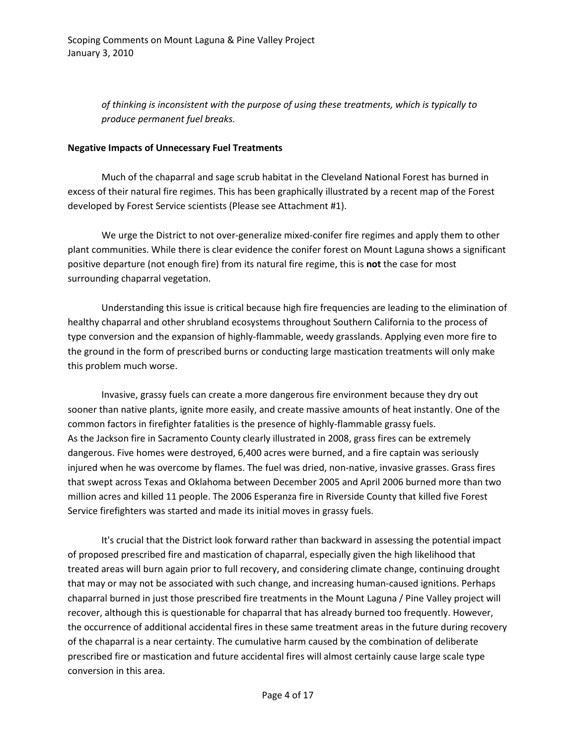*of thinking is inconsistent with the purpose of using these treatments, which is typically to produce permanent fuel breaks.*

**Negative Impacts of Unnecessary Fuel Treatments**

Much of the chaparral and sage scrub habitat in the Cleveland National Forest has burned in excess of their natural fire regimes. This has been graphically illustrated by a recent map of the Forest developed by Forest Service scientists (Please see Attachment #1).

We urge the District to not over-generalize mixed-conifer fire regimes and apply them to other plant communities. While there is clear evidence the conifer forest on Mount Laguna shows a significant positive departure (not enough fire) from its natural fire regime, this is **not** the case for most surrounding chaparral vegetation.

Understanding this issue is critical because high fire frequencies are leading to the elimination of healthy chaparral and other shrubland ecosystems throughout Southern California to the process of type conversion and the expansion of highly-flammable, weedy grasslands. Applying even more fire to the ground in the form of prescribed burns or conducting large mastication treatments will only make this problem much worse.

Invasive, grassy fuels can create a more dangerous fire environment because they dry out sooner than native plants, ignite more easily, and create massive amounts of heat instantly. One of the common factors in firefighter fatalities is the presence of highly-flammable grassy fuels. As the Jackson fire in Sacramento County clearly illustrated in 2008, grass fires can be extremely dangerous. Five homes were destroyed, 6,400 acres were burned, and a fire captain was seriously injured when he was overcome by flames. The fuel was dried, non-native, invasive grasses. Grass fires that swept across Texas and Oklahoma between December 2005 and April 2006 burned more than two million acres and killed 11 people. The 2006 Esperanza fire in Riverside County that killed five Forest Service firefighters was started and made its initial moves in grassy fuels.

It's crucial that the District look forward rather than backward in assessing the potential impact of proposed prescribed fire and mastication of chaparral, especially given the high likelihood that treated areas will burn again prior to full recovery, and considering climate change, continuing drought that may or may not be associated with such change, and increasing human-caused ignitions. Perhaps chaparral burned in just those prescribed fire treatments in the Mount Laguna / Pine Valley project will recover, although this is questionable for chaparral that has already burned too frequently. However, the occurrence of additional accidental fires in these same treatment areas in the future during recovery of the chaparral is a near certainty. The cumulative harm caused by the combination of deliberate prescribed fire or mastication and future accidental fires will almost certainly cause large scale type conversion in this area.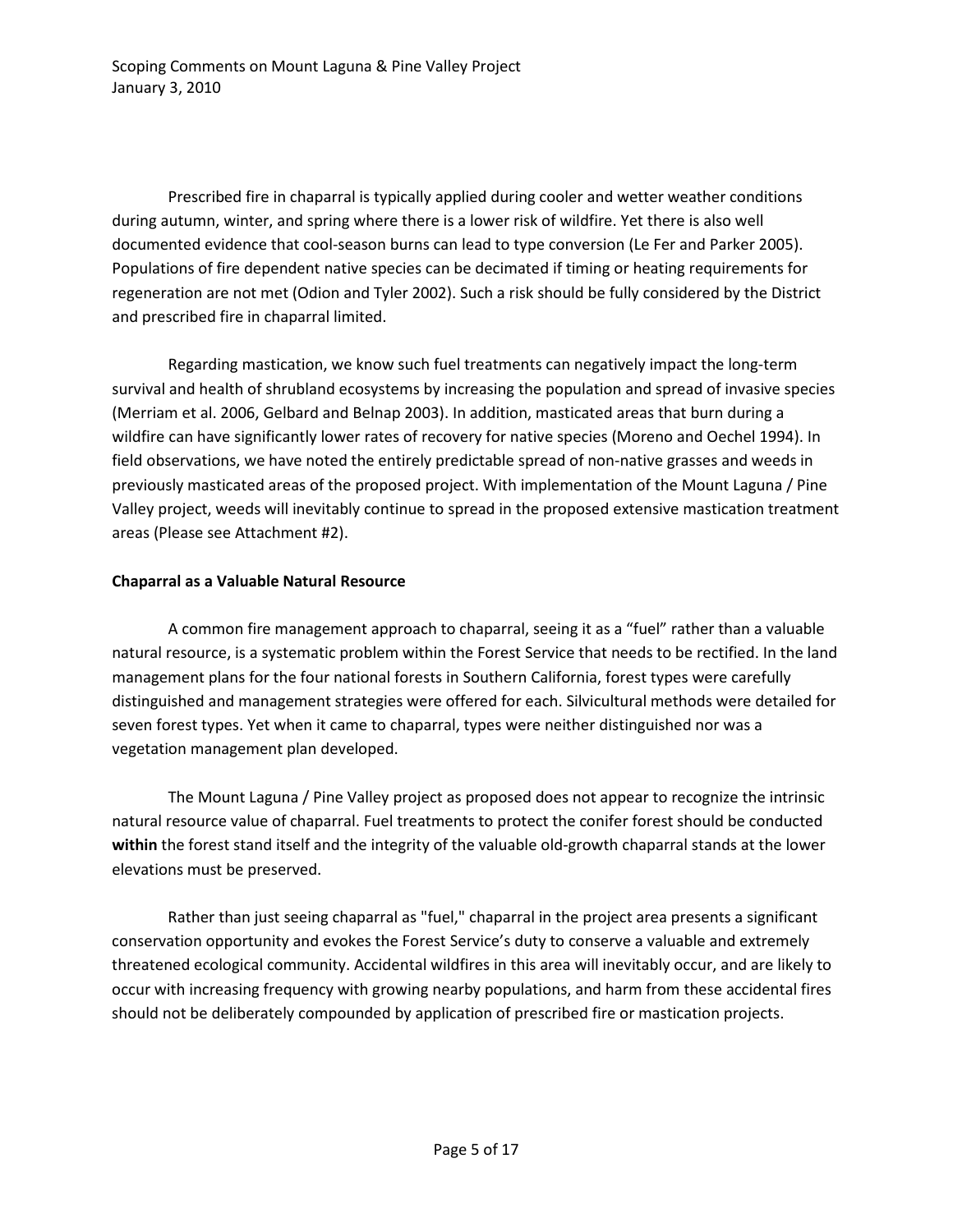Prescribed fire in chaparral is typically applied during cooler and wetter weather conditions during autumn, winter, and spring where there is a lower risk of wildfire. Yet there is also well documented evidence that cool-season burns can lead to type conversion (Le Fer and Parker 2005). Populations of fire dependent native species can be decimated if timing or heating requirements for regeneration are not met (Odion and Tyler 2002). Such a risk should be fully considered by the District and prescribed fire in chaparral limited.

Regarding mastication, we know such fuel treatments can negatively impact the long-term survival and health of shrubland ecosystems by increasing the population and spread of invasive species (Merriam et al. 2006, Gelbard and Belnap 2003). In addition, masticated areas that burn during a wildfire can have significantly lower rates of recovery for native species (Moreno and Oechel 1994). In field observations, we have noted the entirely predictable spread of non-native grasses and weeds in previously masticated areas of the proposed project. With implementation of the Mount Laguna / Pine Valley project, weeds will inevitably continue to spread in the proposed extensive mastication treatment areas (Please see Attachment #2).

**Chaparral as a Valuable Natural Resource**

A common fire management approach to chaparral, seeing it as a "fuel" rather than a valuable natural resource, is a systematic problem within the Forest Service that needs to be rectified. In the land management plans for the four national forests in Southern California, forest types were carefully distinguished and management strategies were offered for each. Silvicultural methods were detailed for seven forest types. Yet when it came to chaparral, types were neither distinguished nor was a vegetation management plan developed.

The Mount Laguna / Pine Valley project as proposed does not appear to recognize the intrinsic natural resource value of chaparral. Fuel treatments to protect the conifer forest should be conducted **within** the forest stand itself and the integrity of the valuable old-growth chaparral stands at the lower elevations must be preserved.

Rather than just seeing chaparral as "fuel," chaparral in the project area presents a significant conservation opportunity and evokes the Forest Service's duty to conserve a valuable and extremely threatened ecological community. Accidental wildfires in this area will inevitably occur, and are likely to occur with increasing frequency with growing nearby populations, and harm from these accidental fires should not be deliberately compounded by application of prescribed fire or mastication projects.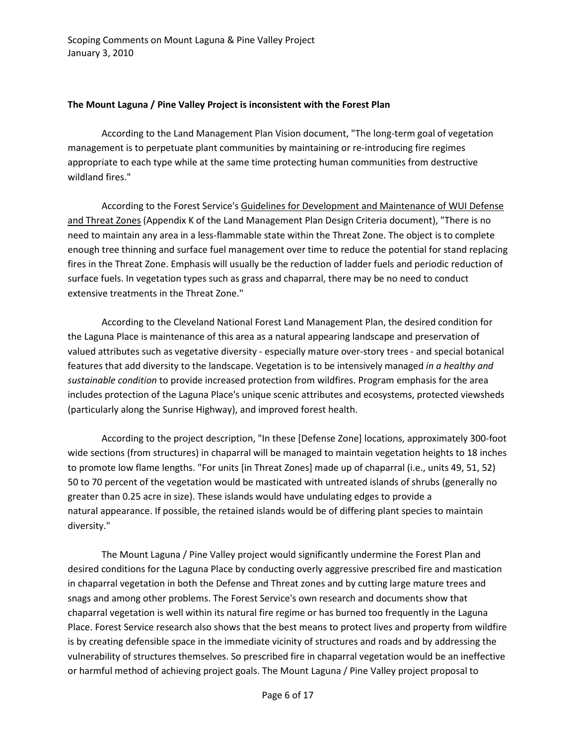**The Mount Laguna / Pine Valley Project is inconsistent with the Forest Plan**

According to the Land Management Plan Vision document, "The long-term goal of vegetation management is to perpetuate plant communities by maintaining or re-introducing fire regimes appropriate to each type while at the same time protecting human communities from destructive wildland fires."

According to the Forest Service's Guidelines for Development and Maintenance of WUI Defense and Threat Zones (Appendix K of the Land Management Plan Design Criteria document), "There is no need to maintain any area in a less-flammable state within the Threat Zone. The object is to complete enough tree thinning and surface fuel management over time to reduce the potential for stand replacing fires in the Threat Zone. Emphasis will usually be the reduction of ladder fuels and periodic reduction of surface fuels. In vegetation types such as grass and chaparral, there may be no need to conduct extensive treatments in the Threat Zone."

According to the Cleveland National Forest Land Management Plan, the desired condition for the Laguna Place is maintenance of this area as a natural appearing landscape and preservation of valued attributes such as vegetative diversity - especially mature over-story trees - and special botanical features that add diversity to the landscape. Vegetation is to be intensively managed *in a healthy and sustainable condition* to provide increased protection from wildfires. Program emphasis for the area includes protection of the Laguna Place's unique scenic attributes and ecosystems, protected viewsheds (particularly along the Sunrise Highway), and improved forest health.

According to the project description, "In these [Defense Zone] locations, approximately 300-foot wide sections (from structures) in chaparral will be managed to maintain vegetation heights to 18 inches to promote low flame lengths. "For units [in Threat Zones] made up of chaparral (i.e., units 49, 51, 52) 50 to 70 percent of the vegetation would be masticated with untreated islands of shrubs (generally no greater than 0.25 acre in size). These islands would have undulating edges to provide a natural appearance. If possible, the retained islands would be of differing plant species to maintain diversity."

The Mount Laguna / Pine Valley project would significantly undermine the Forest Plan and desired conditions for the Laguna Place by conducting overly aggressive prescribed fire and mastication in chaparral vegetation in both the Defense and Threat zones and by cutting large mature trees and snags and among other problems. The Forest Service's own research and documents show that chaparral vegetation is well within its natural fire regime or has burned too frequently in the Laguna Place. Forest Service research also shows that the best means to protect lives and property from wildfire is by creating defensible space in the immediate vicinity of structures and roads and by addressing the vulnerability of structures themselves. So prescribed fire in chaparral vegetation would be an ineffective or harmful method of achieving project goals. The Mount Laguna / Pine Valley project proposal to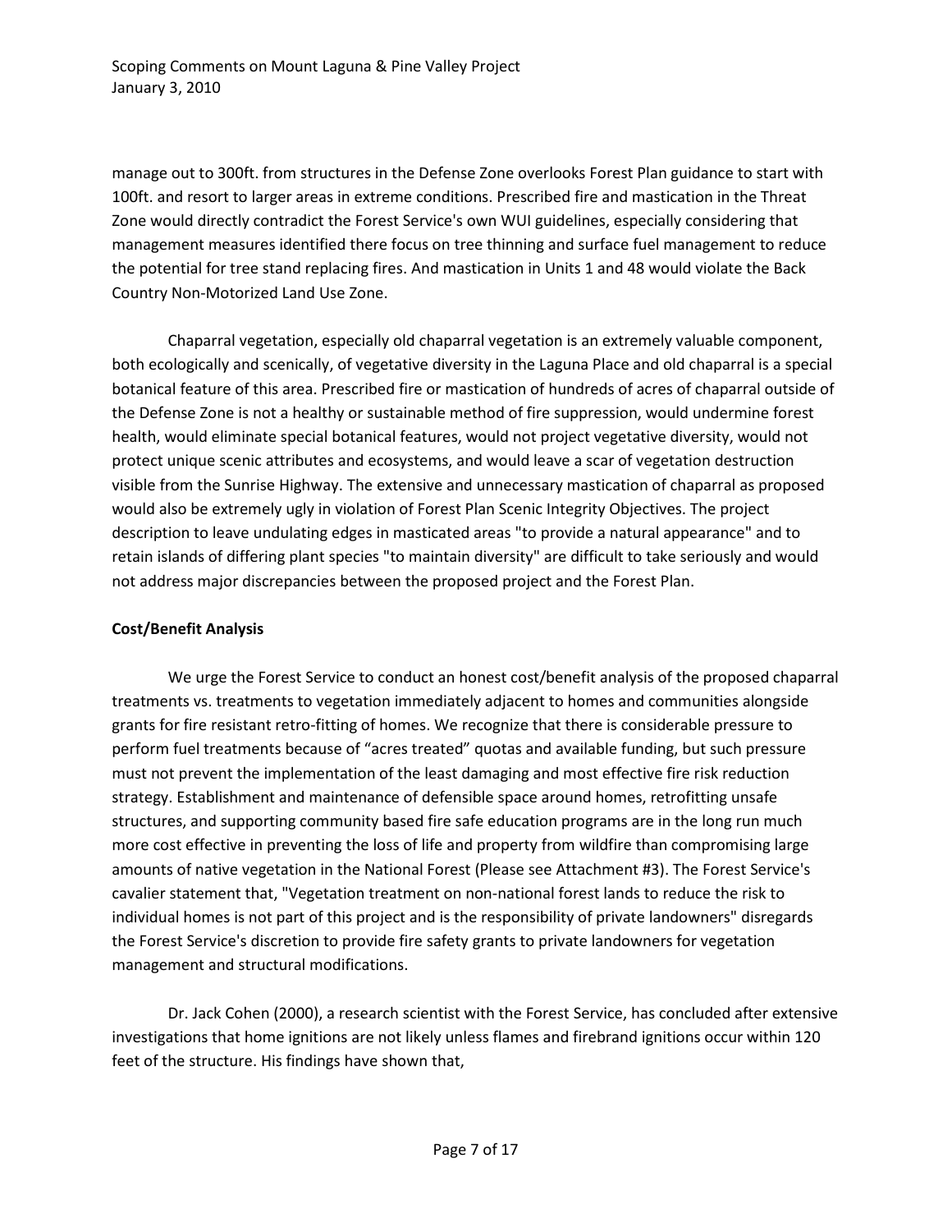manage out to 300ft. from structures in the Defense Zone overlooks Forest Plan guidance to start with 100ft. and resort to larger areas in extreme conditions. Prescribed fire and mastication in the Threat Zone would directly contradict the Forest Service's own WUI guidelines, especially considering that management measures identified there focus on tree thinning and surface fuel management to reduce the potential for tree stand replacing fires. And mastication in Units 1 and 48 would violate the Back Country Non-Motorized Land Use Zone.

Chaparral vegetation, especially old chaparral vegetation is an extremely valuable component, both ecologically and scenically, of vegetative diversity in the Laguna Place and old chaparral is a special botanical feature of this area. Prescribed fire or mastication of hundreds of acres of chaparral outside of the Defense Zone is not a healthy or sustainable method of fire suppression, would undermine forest health, would eliminate special botanical features, would not project vegetative diversity, would not protect unique scenic attributes and ecosystems, and would leave a scar of vegetation destruction visible from the Sunrise Highway. The extensive and unnecessary mastication of chaparral as proposed would also be extremely ugly in violation of Forest Plan Scenic Integrity Objectives. The project description to leave undulating edges in masticated areas "to provide a natural appearance" and to retain islands of differing plant species "to maintain diversity" are difficult to take seriously and would not address major discrepancies between the proposed project and the Forest Plan.

**Cost/Benefit Analysis**

We urge the Forest Service to conduct an honest cost/benefit analysis of the proposed chaparral treatments vs. treatments to vegetation immediately adjacent to homes and communities alongside grants for fire resistant retro-fitting of homes. We recognize that there is considerable pressure to perform fuel treatments because of “acres treated” quotas and available funding, but such pressure must not prevent the implementation of the least damaging and most effective fire risk reduction strategy. Establishment and maintenance of defensible space around homes, retrofitting unsafe structures, and supporting community based fire safe education programs are in the long run much more cost effective in preventing the loss of life and property from wildfire than compromising large amounts of native vegetation in the National Forest (Please see Attachment #3). The Forest Service's cavalier statement that, "Vegetation treatment on non-national forest lands to reduce the risk to individual homes is not part of this project and is the responsibility of private landowners" disregards the Forest Service's discretion to provide fire safety grants to private landowners for vegetation management and structural modifications.

Dr. Jack Cohen (2000), a research scientist with the Forest Service, has concluded after extensive investigations that home ignitions are not likely unless flames and firebrand ignitions occur within 120 feet of the structure. His findings have shown that,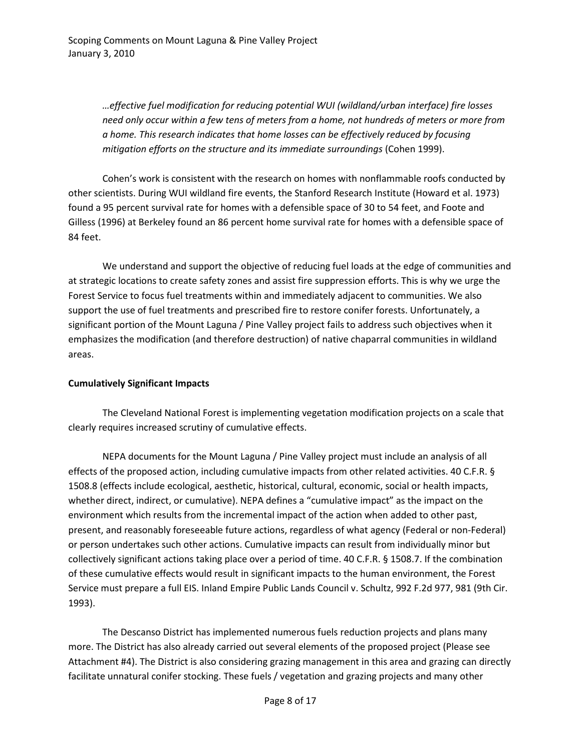> *…effective fuel modification for reducing potential WUI (wildland/urban interface) fire losses need only occur within a few tens of meters from a home, not hundreds of meters or more from a home. This research indicates that home losses can be effectively reduced by focusing mitigation efforts on the structure and its immediate surroundings* (Cohen 1999).

Cohen's work is consistent with the research on homes with nonflammable roofs conducted by other scientists. During WUI wildland fire events, the Stanford Research Institute (Howard et al. 1973) found a 95 percent survival rate for homes with a defensible space of 30 to 54 feet, and Foote and Gilless (1996) at Berkeley found an 86 percent home survival rate for homes with a defensible space of 84 feet.

We understand and support the objective of reducing fuel loads at the edge of communities and at strategic locations to create safety zones and assist fire suppression efforts. This is why we urge the Forest Service to focus fuel treatments within and immediately adjacent to communities. We also support the use of fuel treatments and prescribed fire to restore conifer forests. Unfortunately, a significant portion of the Mount Laguna / Pine Valley project fails to address such objectives when it emphasizes the modification (and therefore destruction) of native chaparral communities in wildland areas.

**Cumulatively Significant Impacts**

The Cleveland National Forest is implementing vegetation modification projects on a scale that clearly requires increased scrutiny of cumulative effects.

NEPA documents for the Mount Laguna / Pine Valley project must include an analysis of all effects of the proposed action, including cumulative impacts from other related activities. 40 C.F.R. § 1508.8 (effects include ecological, aesthetic, historical, cultural, economic, social or health impacts, whether direct, indirect, or cumulative). NEPA defines a "cumulative impact" as the impact on the environment which results from the incremental impact of the action when added to other past, present, and reasonably foreseeable future actions, regardless of what agency (Federal or non-Federal) or person undertakes such other actions. Cumulative impacts can result from individually minor but collectively significant actions taking place over a period of time. 40 C.F.R. § 1508.7. If the combination of these cumulative effects would result in significant impacts to the human environment, the Forest Service must prepare a full EIS. Inland Empire Public Lands Council v. Schultz, 992 F.2d 977, 981 (9th Cir. 1993).

The Descanso District has implemented numerous fuels reduction projects and plans many more. The District has also already carried out several elements of the proposed project (Please see Attachment #4). The District is also considering grazing management in this area and grazing can directly facilitate unnatural conifer stocking. These fuels / vegetation and grazing projects and many other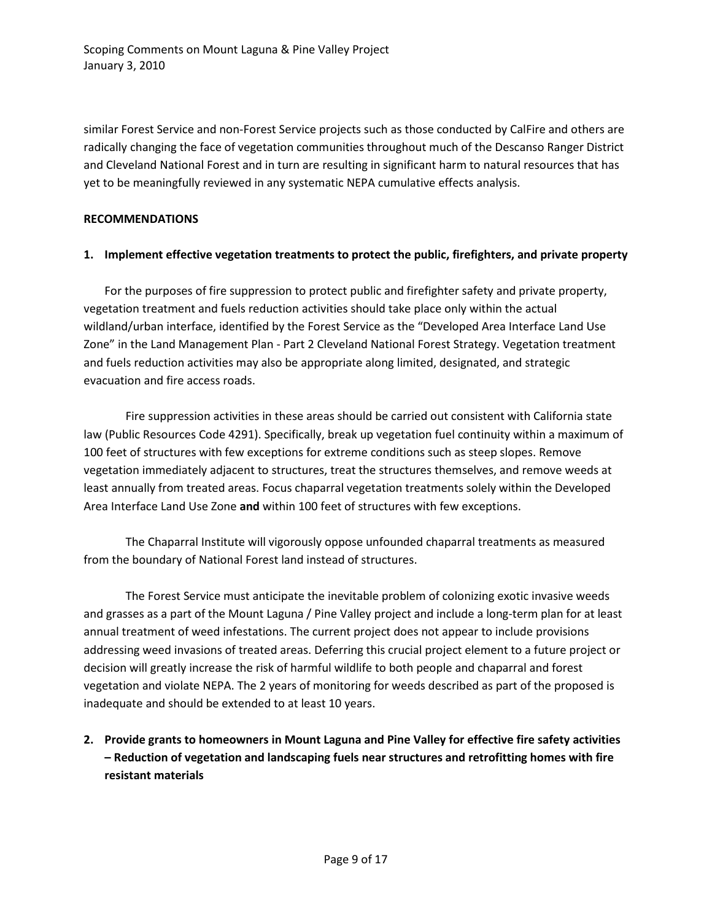similar Forest Service and non-Forest Service projects such as those conducted by CalFire and others are radically changing the face of vegetation communities throughout much of the Descanso Ranger District and Cleveland National Forest and in turn are resulting in significant harm to natural resources that has yet to be meaningfully reviewed in any systematic NEPA cumulative effects analysis.

## RECOMMENDATIONS

### 1. Implement effective vegetation treatments to protect the public, firefighters, and private property

For the purposes of fire suppression to protect public and firefighter safety and private property, vegetation treatment and fuels reduction activities should take place only within the actual wildland/urban interface, identified by the Forest Service as the "Developed Area Interface Land Use Zone" in the Land Management Plan - Part 2 Cleveland National Forest Strategy. Vegetation treatment and fuels reduction activities may also be appropriate along limited, designated, and strategic evacuation and fire access roads.

Fire suppression activities in these areas should be carried out consistent with California state law (Public Resources Code 4291). Specifically, break up vegetation fuel continuity within a maximum of 100 feet of structures with few exceptions for extreme conditions such as steep slopes. Remove vegetation immediately adjacent to structures, treat the structures themselves, and remove weeds at least annually from treated areas. Focus chaparral vegetation treatments solely within the Developed Area Interface Land Use Zone **and** within 100 feet of structures with few exceptions.

The Chaparral Institute will vigorously oppose unfounded chaparral treatments as measured from the boundary of National Forest land instead of structures.

The Forest Service must anticipate the inevitable problem of colonizing exotic invasive weeds and grasses as a part of the Mount Laguna / Pine Valley project and include a long-term plan for at least annual treatment of weed infestations. The current project does not appear to include provisions addressing weed invasions of treated areas. Deferring this crucial project element to a future project or decision will greatly increase the risk of harmful wildlife to both people and chaparral and forest vegetation and violate NEPA. The 2 years of monitoring for weeds described as part of the proposed is inadequate and should be extended to at least 10 years.

### 2. Provide grants to homeowners in Mount Laguna and Pine Valley for effective fire safety activities – Reduction of vegetation and landscaping fuels near structures and retrofitting homes with fire resistant materials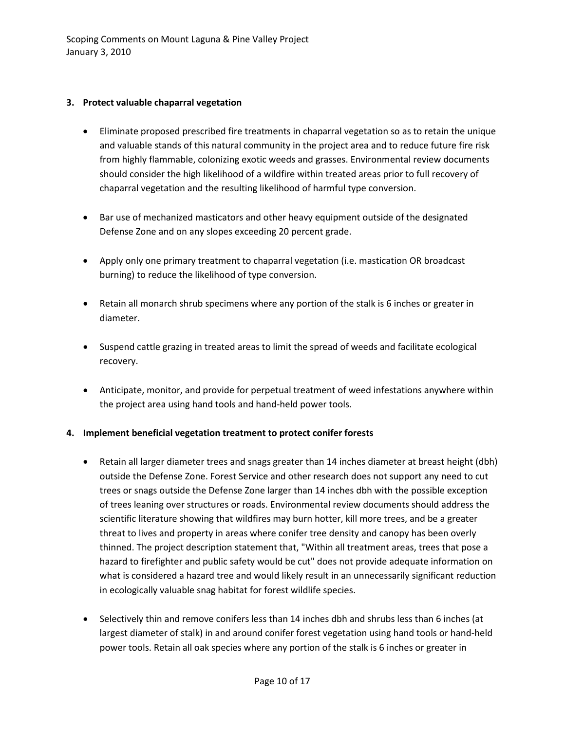**3. Protect valuable chaparral vegetation**

- Eliminate proposed prescribed fire treatments in chaparral vegetation so as to retain the unique and valuable stands of this natural community in the project area and to reduce future fire risk from highly flammable, colonizing exotic weeds and grasses. Environmental review documents should consider the high likelihood of a wildfire within treated areas prior to full recovery of chaparral vegetation and the resulting likelihood of harmful type conversion.

- Bar use of mechanized masticators and other heavy equipment outside of the designated Defense Zone and on any slopes exceeding 20 percent grade.

- Apply only one primary treatment to chaparral vegetation (i.e. mastication OR broadcast burning) to reduce the likelihood of type conversion.

- Retain all monarch shrub specimens where any portion of the stalk is 6 inches or greater in diameter.

- Suspend cattle grazing in treated areas to limit the spread of weeds and facilitate ecological recovery.

- Anticipate, monitor, and provide for perpetual treatment of weed infestations anywhere within the project area using hand tools and hand-held power tools.

**4. Implement beneficial vegetation treatment to protect conifer forests**

- Retain all larger diameter trees and snags greater than 14 inches diameter at breast height (dbh) outside the Defense Zone. Forest Service and other research does not support any need to cut trees or snags outside the Defense Zone larger than 14 inches dbh with the possible exception of trees leaning over structures or roads. Environmental review documents should address the scientific literature showing that wildfires may burn hotter, kill more trees, and be a greater threat to lives and property in areas where conifer tree density and canopy has been overly thinned. The project description statement that, "Within all treatment areas, trees that pose a hazard to firefighter and public safety would be cut" does not provide adequate information on what is considered a hazard tree and would likely result in an unnecessarily significant reduction in ecologically valuable snag habitat for forest wildlife species.

- Selectively thin and remove conifers less than 14 inches dbh and shrubs less than 6 inches (at largest diameter of stalk) in and around conifer forest vegetation using hand tools or hand-held power tools. Retain all oak species where any portion of the stalk is 6 inches or greater in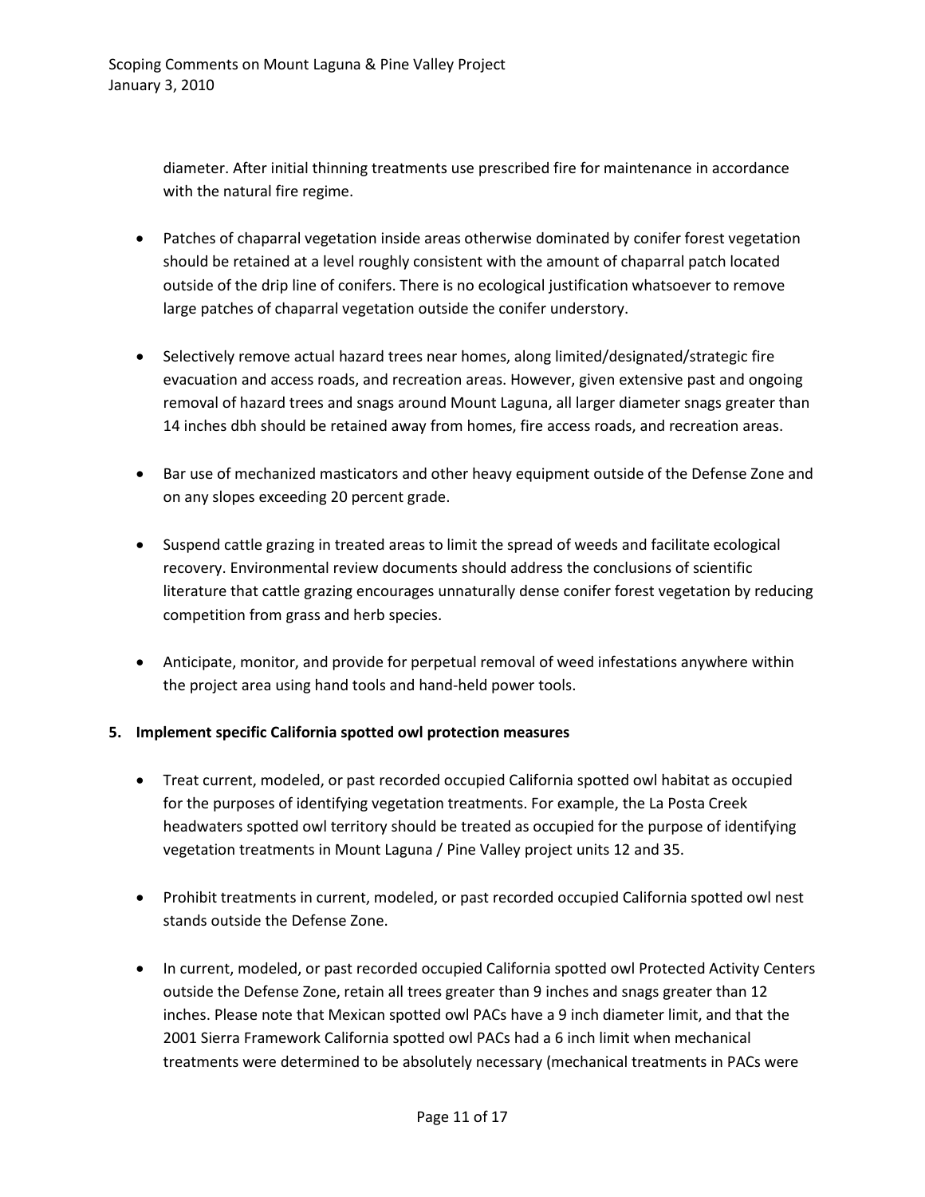diameter. After initial thinning treatments use prescribed fire for maintenance in accordance with the natural fire regime.

- Patches of chaparral vegetation inside areas otherwise dominated by conifer forest vegetation should be retained at a level roughly consistent with the amount of chaparral patch located outside of the drip line of conifers. There is no ecological justification whatsoever to remove large patches of chaparral vegetation outside the conifer understory.

- Selectively remove actual hazard trees near homes, along limited/designated/strategic fire evacuation and access roads, and recreation areas. However, given extensive past and ongoing removal of hazard trees and snags around Mount Laguna, all larger diameter snags greater than 14 inches dbh should be retained away from homes, fire access roads, and recreation areas.

- Bar use of mechanized masticators and other heavy equipment outside of the Defense Zone and on any slopes exceeding 20 percent grade.

- Suspend cattle grazing in treated areas to limit the spread of weeds and facilitate ecological recovery. Environmental review documents should address the conclusions of scientific literature that cattle grazing encourages unnaturally dense conifer forest vegetation by reducing competition from grass and herb species.

- Anticipate, monitor, and provide for perpetual removal of weed infestations anywhere within the project area using hand tools and hand-held power tools.

**5. Implement specific California spotted owl protection measures**

- Treat current, modeled, or past recorded occupied California spotted owl habitat as occupied for the purposes of identifying vegetation treatments. For example, the La Posta Creek headwaters spotted owl territory should be treated as occupied for the purpose of identifying vegetation treatments in Mount Laguna / Pine Valley project units 12 and 35.

- Prohibit treatments in current, modeled, or past recorded occupied California spotted owl nest stands outside the Defense Zone.

- In current, modeled, or past recorded occupied California spotted owl Protected Activity Centers outside the Defense Zone, retain all trees greater than 9 inches and snags greater than 12 inches. Please note that Mexican spotted owl PACs have a 9 inch diameter limit, and that the 2001 Sierra Framework California spotted owl PACs had a 6 inch limit when mechanical treatments were determined to be absolutely necessary (mechanical treatments in PACs were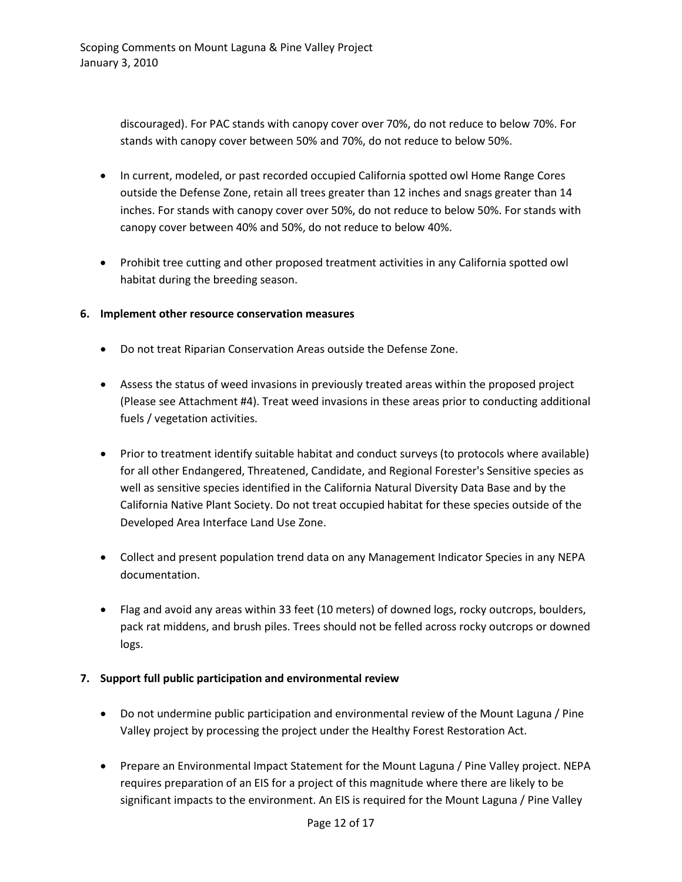discouraged). For PAC stands with canopy cover over 70%, do not reduce to below 70%. For stands with canopy cover between 50% and 70%, do not reduce to below 50%.

- In current, modeled, or past recorded occupied California spotted owl Home Range Cores outside the Defense Zone, retain all trees greater than 12 inches and snags greater than 14 inches. For stands with canopy cover over 50%, do not reduce to below 50%. For stands with canopy cover between 40% and 50%, do not reduce to below 40%.

- Prohibit tree cutting and other proposed treatment activities in any California spotted owl habitat during the breeding season.

**6. Implement other resource conservation measures**

- Do not treat Riparian Conservation Areas outside the Defense Zone.

- Assess the status of weed invasions in previously treated areas within the proposed project (Please see Attachment #4). Treat weed invasions in these areas prior to conducting additional fuels / vegetation activities.

- Prior to treatment identify suitable habitat and conduct surveys (to protocols where available) for all other Endangered, Threatened, Candidate, and Regional Forester's Sensitive species as well as sensitive species identified in the California Natural Diversity Data Base and by the California Native Plant Society. Do not treat occupied habitat for these species outside of the Developed Area Interface Land Use Zone.

- Collect and present population trend data on any Management Indicator Species in any NEPA documentation.

- Flag and avoid any areas within 33 feet (10 meters) of downed logs, rocky outcrops, boulders, pack rat middens, and brush piles. Trees should not be felled across rocky outcrops or downed logs.

**7. Support full public participation and environmental review**

- Do not undermine public participation and environmental review of the Mount Laguna / Pine Valley project by processing the project under the Healthy Forest Restoration Act.

- Prepare an Environmental Impact Statement for the Mount Laguna / Pine Valley project. NEPA requires preparation of an EIS for a project of this magnitude where there are likely to be significant impacts to the environment. An EIS is required for the Mount Laguna / Pine Valley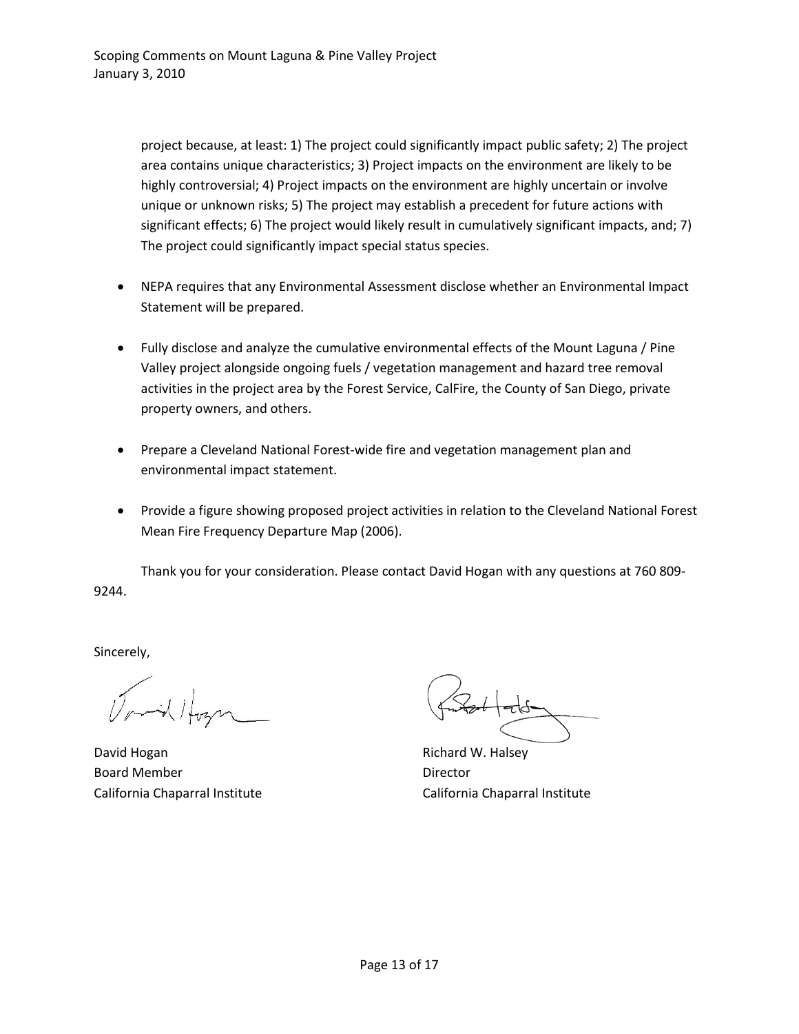project because, at least: 1) The project could significantly impact public safety; 2) The project area contains unique characteristics; 3) Project impacts on the environment are likely to be highly controversial; 4) Project impacts on the environment are highly uncertain or involve unique or unknown risks; 5) The project may establish a precedent for future actions with significant effects; 6) The project would likely result in cumulatively significant impacts, and; 7) The project could significantly impact special status species.

- NEPA requires that any Environmental Assessment disclose whether an Environmental Impact Statement will be prepared.
- Fully disclose and analyze the cumulative environmental effects of the Mount Laguna / Pine Valley project alongside ongoing fuels / vegetation management and hazard tree removal activities in the project area by the Forest Service, CalFire, the County of San Diego, private property owners, and others.
- Prepare a Cleveland National Forest-wide fire and vegetation management plan and environmental impact statement.
- Provide a figure showing proposed project activities in relation to the Cleveland National Forest Mean Fire Frequency Departure Map (2006).

Thank you for your consideration. Please contact David Hogan with any questions at 760 809-9244.

Sincerely,

David Hogan
Board Member
California Chaparral Institute

Richard W. Halsey
Director
California Chaparral Institute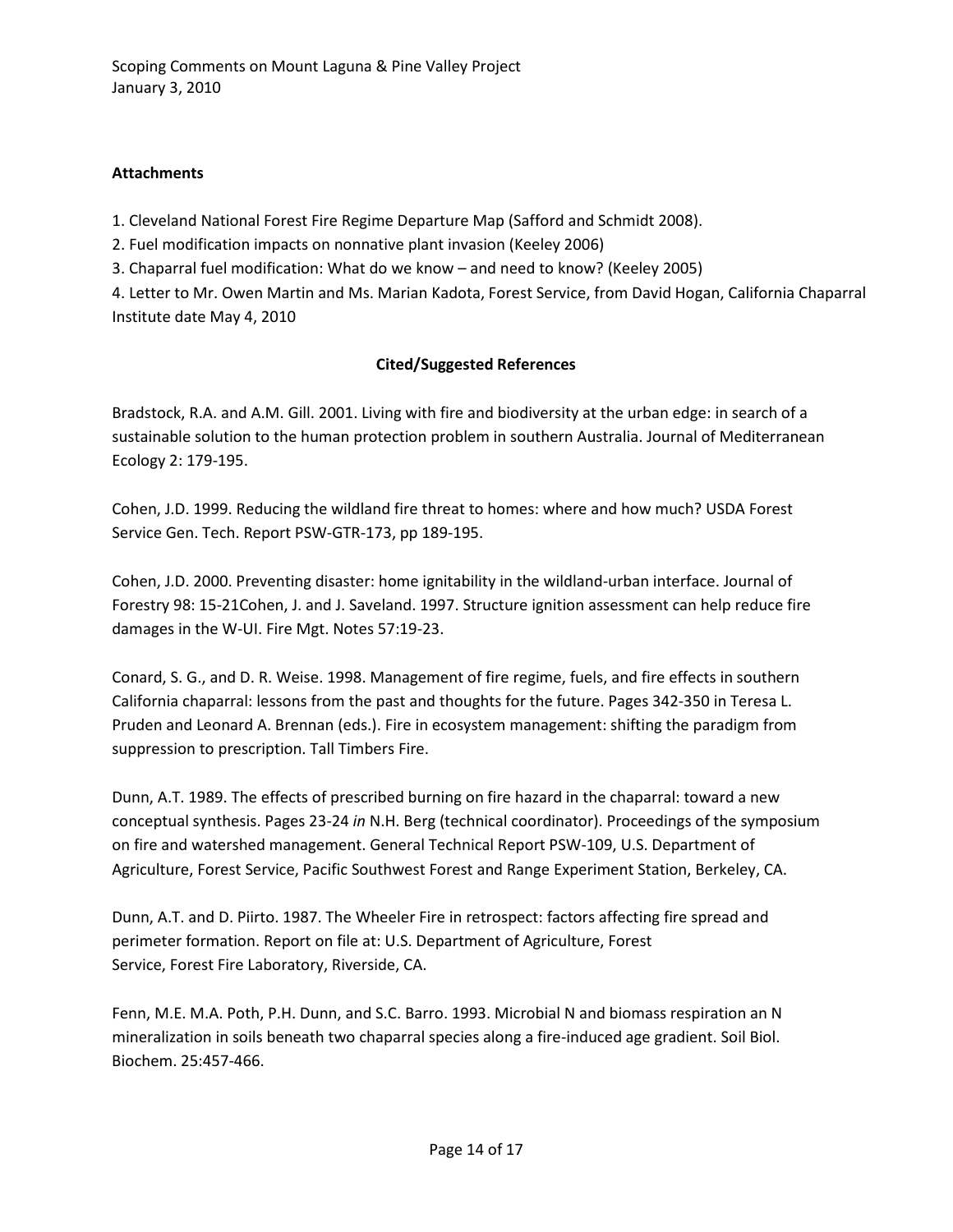**Attachments**

1. Cleveland National Forest Fire Regime Departure Map (Safford and Schmidt 2008).
2. Fuel modification impacts on nonnative plant invasion (Keeley 2006)
3. Chaparral fuel modification: What do we know – and need to know? (Keeley 2005)
4. Letter to Mr. Owen Martin and Ms. Marian Kadota, Forest Service, from David Hogan, California Chaparral Institute date May 4, 2010

**Cited/Suggested References**

Bradstock, R.A. and A.M. Gill. 2001. Living with fire and biodiversity at the urban edge: in search of a sustainable solution to the human protection problem in southern Australia. Journal of Mediterranean Ecology 2: 179-195.

Cohen, J.D. 1999. Reducing the wildland fire threat to homes: where and how much? USDA Forest Service Gen. Tech. Report PSW-GTR-173, pp 189-195.

Cohen, J.D. 2000. Preventing disaster: home ignitability in the wildland-urban interface. Journal of Forestry 98: 15-21Cohen, J. and J. Saveland. 1997. Structure ignition assessment can help reduce fire damages in the W-UI. Fire Mgt. Notes 57:19-23.

Conard, S. G., and D. R. Weise. 1998. Management of fire regime, fuels, and fire effects in southern California chaparral: lessons from the past and thoughts for the future. Pages 342-350 in Teresa L. Pruden and Leonard A. Brennan (eds.). Fire in ecosystem management: shifting the paradigm from suppression to prescription. Tall Timbers Fire.

Dunn, A.T. 1989. The effects of prescribed burning on fire hazard in the chaparral: toward a new conceptual synthesis. Pages 23-24 *in* N.H. Berg (technical coordinator). Proceedings of the symposium on fire and watershed management. General Technical Report PSW-109, U.S. Department of Agriculture, Forest Service, Pacific Southwest Forest and Range Experiment Station, Berkeley, CA.

Dunn, A.T. and D. Piirto. 1987. The Wheeler Fire in retrospect: factors affecting fire spread and perimeter formation. Report on file at: U.S. Department of Agriculture, Forest Service, Forest Fire Laboratory, Riverside, CA.

Fenn, M.E. M.A. Poth, P.H. Dunn, and S.C. Barro. 1993. Microbial N and biomass respiration an N mineralization in soils beneath two chaparral species along a fire-induced age gradient. Soil Biol. Biochem. 25:457-466.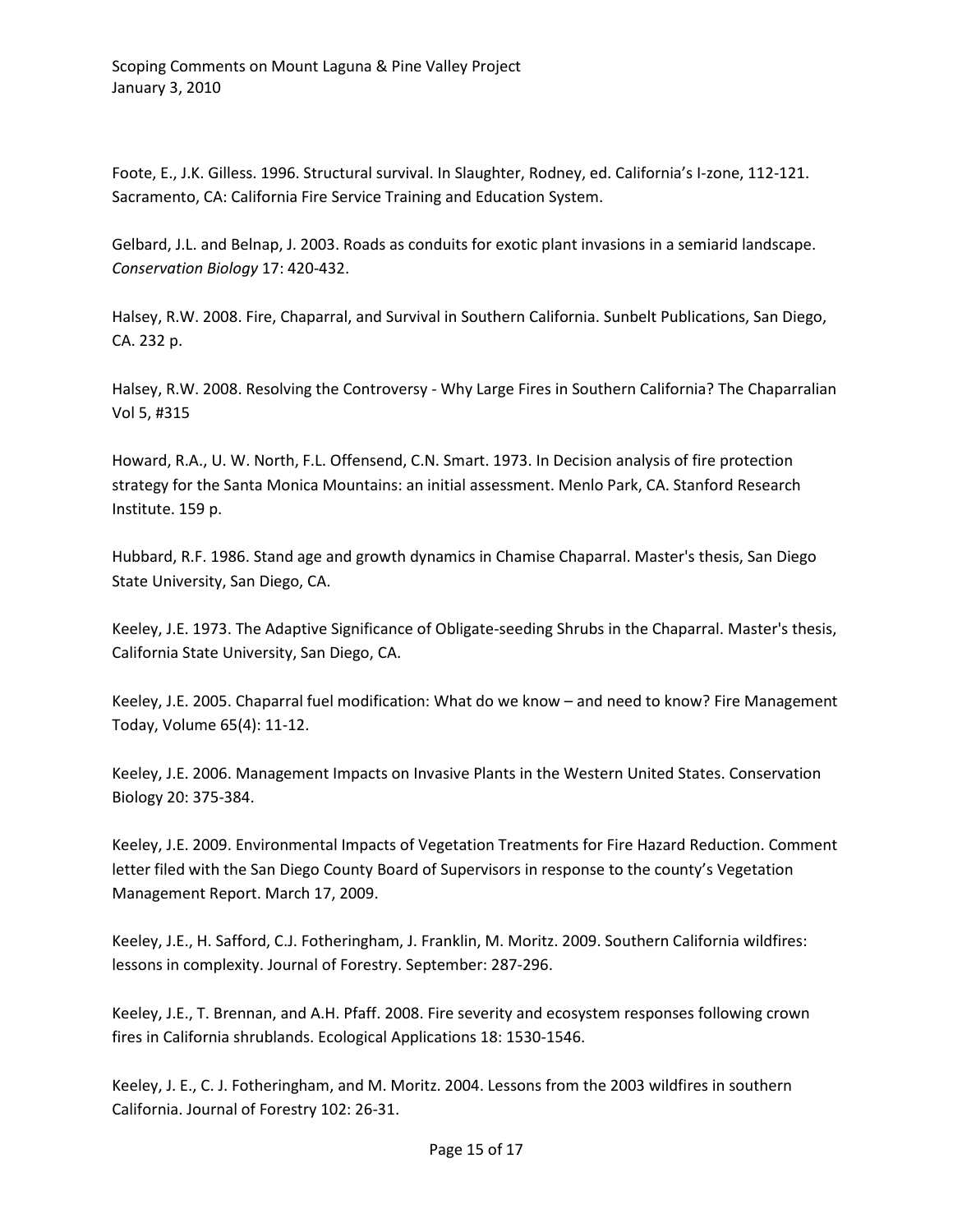Foote, E., J.K. Gilless. 1996. Structural survival. In Slaughter, Rodney, ed. California's I-zone, 112-121. Sacramento, CA: California Fire Service Training and Education System.

Gelbard, J.L. and Belnap, J. 2003. Roads as conduits for exotic plant invasions in a semiarid landscape. *Conservation Biology* 17: 420-432.

Halsey, R.W. 2008. Fire, Chaparral, and Survival in Southern California. Sunbelt Publications, San Diego, CA. 232 p.

Halsey, R.W. 2008. Resolving the Controversy - Why Large Fires in Southern California? The Chaparralian Vol 5, #315

Howard, R.A., U. W. North, F.L. Offensend, C.N. Smart. 1973. In Decision analysis of fire protection strategy for the Santa Monica Mountains: an initial assessment. Menlo Park, CA. Stanford Research Institute. 159 p.

Hubbard, R.F. 1986. Stand age and growth dynamics in Chamise Chaparral. Master's thesis, San Diego State University, San Diego, CA.

Keeley, J.E. 1973. The Adaptive Significance of Obligate-seeding Shrubs in the Chaparral. Master's thesis, California State University, San Diego, CA.

Keeley, J.E. 2005. Chaparral fuel modification: What do we know – and need to know? Fire Management Today, Volume 65(4): 11-12.

Keeley, J.E. 2006. Management Impacts on Invasive Plants in the Western United States. Conservation Biology 20: 375-384.

Keeley, J.E. 2009. Environmental Impacts of Vegetation Treatments for Fire Hazard Reduction. Comment letter filed with the San Diego County Board of Supervisors in response to the county's Vegetation Management Report. March 17, 2009.

Keeley, J.E., H. Safford, C.J. Fotheringham, J. Franklin, M. Moritz. 2009. Southern California wildfires: lessons in complexity. Journal of Forestry. September: 287-296.

Keeley, J.E., T. Brennan, and A.H. Pfaff. 2008. Fire severity and ecosystem responses following crown fires in California shrublands. Ecological Applications 18: 1530-1546.

Keeley, J. E., C. J. Fotheringham, and M. Moritz. 2004. Lessons from the 2003 wildfires in southern California. Journal of Forestry 102: 26-31.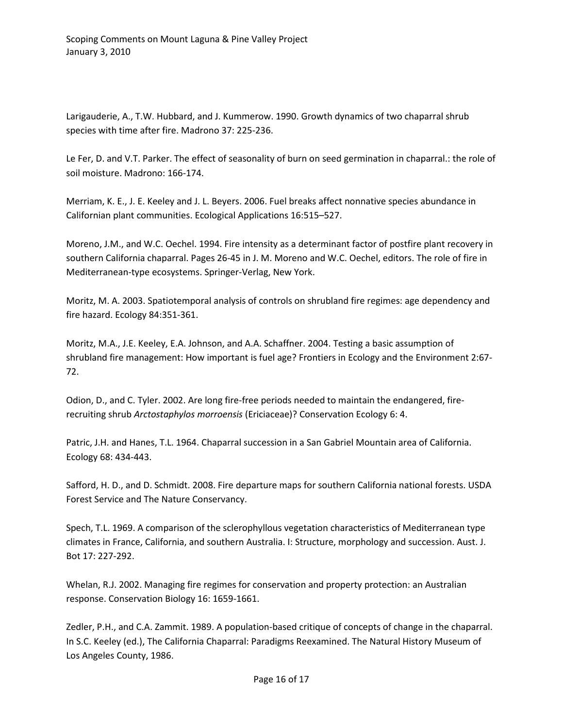Larigauderie, A., T.W. Hubbard, and J. Kummerow. 1990. Growth dynamics of two chaparral shrub species with time after fire. Madrono 37: 225-236.

Le Fer, D. and V.T. Parker. The effect of seasonality of burn on seed germination in chaparral.: the role of soil moisture. Madrono: 166-174.

Merriam, K. E., J. E. Keeley and J. L. Beyers. 2006. Fuel breaks affect nonnative species abundance in Californian plant communities. Ecological Applications 16:515–527.

Moreno, J.M., and W.C. Oechel. 1994. Fire intensity as a determinant factor of postfire plant recovery in southern California chaparral. Pages 26-45 in J. M. Moreno and W.C. Oechel, editors. The role of fire in Mediterranean-type ecosystems. Springer-Verlag, New York.

Moritz, M. A. 2003. Spatiotemporal analysis of controls on shrubland fire regimes: age dependency and fire hazard. Ecology 84:351-361.

Moritz, M.A., J.E. Keeley, E.A. Johnson, and A.A. Schaffner. 2004. Testing a basic assumption of shrubland fire management: How important is fuel age? Frontiers in Ecology and the Environment 2:67-72.

Odion, D., and C. Tyler. 2002. Are long fire-free periods needed to maintain the endangered, fire-recruiting shrub *Arctostaphylos morroensis* (Ericiaceae)? Conservation Ecology 6: 4.

Patric, J.H. and Hanes, T.L. 1964. Chaparral succession in a San Gabriel Mountain area of California. Ecology 68: 434-443.

Safford, H. D., and D. Schmidt. 2008. Fire departure maps for southern California national forests. USDA Forest Service and The Nature Conservancy.

Spech, T.L. 1969. A comparison of the sclerophyllous vegetation characteristics of Mediterranean type climates in France, California, and southern Australia. I: Structure, morphology and succession. Aust. J. Bot 17: 227-292.

Whelan, R.J. 2002. Managing fire regimes for conservation and property protection: an Australian response. Conservation Biology 16: 1659-1661.

Zedler, P.H., and C.A. Zammit. 1989. A population-based critique of concepts of change in the chaparral. In S.C. Keeley (ed.), The California Chaparral: Paradigms Reexamined. The Natural History Museum of Los Angeles County, 1986.